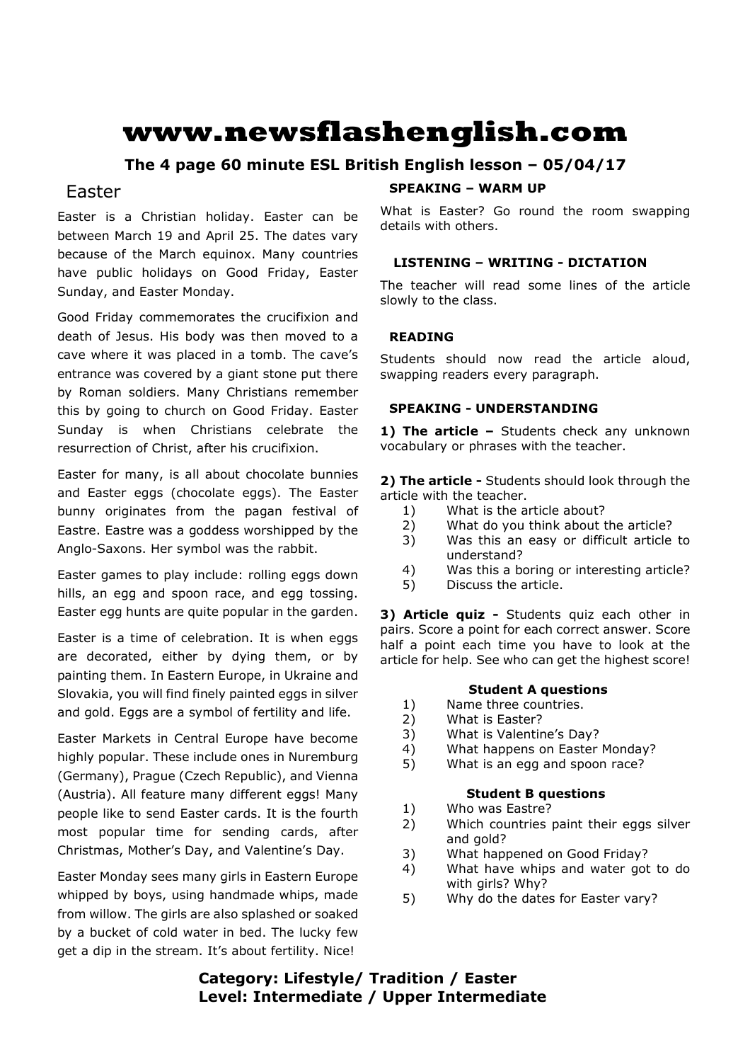# www.newsflashenglish.com

**The 4 page 60 minute ESL British English lesson – 05/04/17**

## Easter

Easter is a Christian holiday. Easter can be between March 19 and April 25. The dates vary because of the March equinox. Many countries have public holidays on Good Friday, Easter Sunday, and Easter Monday.

Good Friday commemorates the crucifixion and death of Jesus. His body was then moved to a cave where it was placed in a tomb. The cave's entrance was covered by a giant stone put there by Roman soldiers. Many Christians remember this by going to church on Good Friday. Easter Sunday is when Christians celebrate the resurrection of Christ, after his crucifixion.

Easter for many, is all about chocolate bunnies and Easter eggs (chocolate eggs). The Easter bunny originates from the pagan festival of Eastre. Eastre was a goddess worshipped by the Anglo-Saxons. Her symbol was the rabbit.

Easter games to play include: rolling eggs down hills, an egg and spoon race, and egg tossing. Easter egg hunts are quite popular in the garden.

Easter is a time of celebration. It is when eggs are decorated, either by dying them, or by painting them. In Eastern Europe, in Ukraine and Slovakia, you will find finely painted eggs in silver and gold. Eggs are a symbol of fertility and life.

Easter Markets in Central Europe have become highly popular. These include ones in Nuremburg (Germany), Prague (Czech Republic), and Vienna (Austria). All feature many different eggs! Many people like to send Easter cards. It is the fourth most popular time for sending cards, after Christmas, Mother's Day, and Valentine's Day.

Easter Monday sees many girls in Eastern Europe whipped by boys, using handmade whips, made from willow. The girls are also splashed or soaked by a bucket of cold water in bed. The lucky few get a dip in the stream. It's about fertility. Nice!

### SPEAKING – WARM UP

What is Easter? Go round the room swapping details with others.

### LISTENING – WRITING - DICTATION

The teacher will read some lines of the article slowly to the class.

### READING

Students should now read the article aloud, swapping readers every paragraph.

### SPEAKING - UNDERSTANDING

**1) The article –** Students check any unknown vocabulary or phrases with the teacher.

**2) The article -** Students should look through the article with the teacher.

1) What is the article about?
2) What do you think about the article?
3) Was this an easy or difficult article to understand?
4) Was this a boring or interesting article?
5) Discuss the article.

**3) Article quiz -** Students quiz each other in pairs. Score a point for each correct answer. Score half a point each time you have to look at the article for help. See who can get the highest score!

**Student A questions**

1) Name three countries.
2) What is Easter?
3) What is Valentine's Day?
4) What happens on Easter Monday?
5) What is an egg and spoon race?

**Student B questions**

1) Who was Eastre?
2) Which countries paint their eggs silver and gold?
3) What happened on Good Friday?
4) What have whips and water got to do with girls? Why?
5) Why do the dates for Easter vary?

**Category: Lifestyle/ Tradition / Easter**
**Level: Intermediate / Upper Intermediate**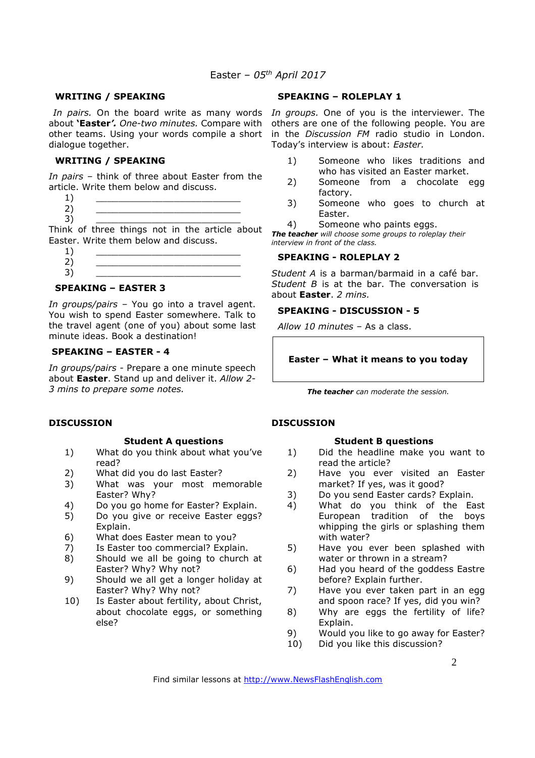Easter – *05th April 2017*

### WRITING / SPEAKING

*In pairs.* On the board write as many words about **'Easter'**. *One-two minutes.* Compare with other teams. Using your words compile a short dialogue together.

### WRITING / SPEAKING

*In pairs* – think of three about Easter from the article. Write them below and discuss.

1) \_\_\_\_\_\_\_\_\_\_\_\_\_\_\_\_\_\_\_\_\_\_\_\_\_\_
2) \_\_\_\_\_\_\_\_\_\_\_\_\_\_\_\_\_\_\_\_\_\_\_\_\_\_
3) \_\_\_\_\_\_\_\_\_\_\_\_\_\_\_\_\_\_\_\_\_\_\_\_\_\_

Think of three things not in the article about Easter. Write them below and discuss.

1) \_\_\_\_\_\_\_\_\_\_\_\_\_\_\_\_\_\_\_\_\_\_\_\_\_\_
2) \_\_\_\_\_\_\_\_\_\_\_\_\_\_\_\_\_\_\_\_\_\_\_\_\_\_
3) \_\_\_\_\_\_\_\_\_\_\_\_\_\_\_\_\_\_\_\_\_\_\_\_\_\_

### SPEAKING – EASTER 3

*In groups/pairs* – You go into a travel agent. You wish to spend Easter somewhere. Talk to the travel agent (one of you) about some last minute ideas. Book a destination!

### SPEAKING – EASTER - 4

*In groups/pairs* - Prepare a one minute speech about **Easter**. Stand up and deliver it. *Allow 2-3 mins to prepare some notes.*

### SPEAKING – ROLEPLAY 1

*In groups.* One of you is the interviewer. The others are one of the following people. You are in the *Discussion FM* radio studio in London. Today's interview is about: *Easter.*

1) Someone who likes traditions and who has visited an Easter market.
2) Someone from a chocolate egg factory.
3) Someone who goes to church at Easter.
4) Someone who paints eggs.

***The teacher** will choose some groups to roleplay their interview in front of the class.*

### SPEAKING – ROLEPLAY 2

*Student A* is a barman/barmaid in a café bar. *Student B* is at the bar. The conversation is about **Easter**. *2 mins.*

### SPEAKING - DISCUSSION - 5

*Allow 10 minutes* – As a class.

**Easter – What it means to you today**

***The teacher** can moderate the session.*

### DISCUSSION

**Student A questions**

1) What do you think about what you've read?
2) What did you do last Easter?
3) What was your most memorable Easter? Why?
4) Do you go home for Easter? Explain.
5) Do you give or receive Easter eggs? Explain.
6) What does Easter mean to you?
7) Is Easter too commercial? Explain.
8) Should we all be going to church at Easter? Why? Why not?
9) Should we all get a longer holiday at Easter? Why? Why not?
10) Is Easter about fertility, about Christ, about chocolate eggs, or something else?

### DISCUSSION

**Student B questions**

1) Did the headline make you want to read the article?
2) Have you ever visited an Easter market? If yes, was it good?
3) Do you send Easter cards? Explain.
4) What do you think of the East European tradition of the boys whipping the girls or splashing them with water?
5) Have you ever been splashed with water or thrown in a stream?
6) Had you heard of the goddess Eastre before? Explain further.
7) Have you ever taken part in an egg and spoon race? If yes, did you win?
8) Why are eggs the fertility of life? Explain.
9) Would you like to go away for Easter?
10) Did you like this discussion?

Find similar lessons at http://www.NewsFlashEnglish.com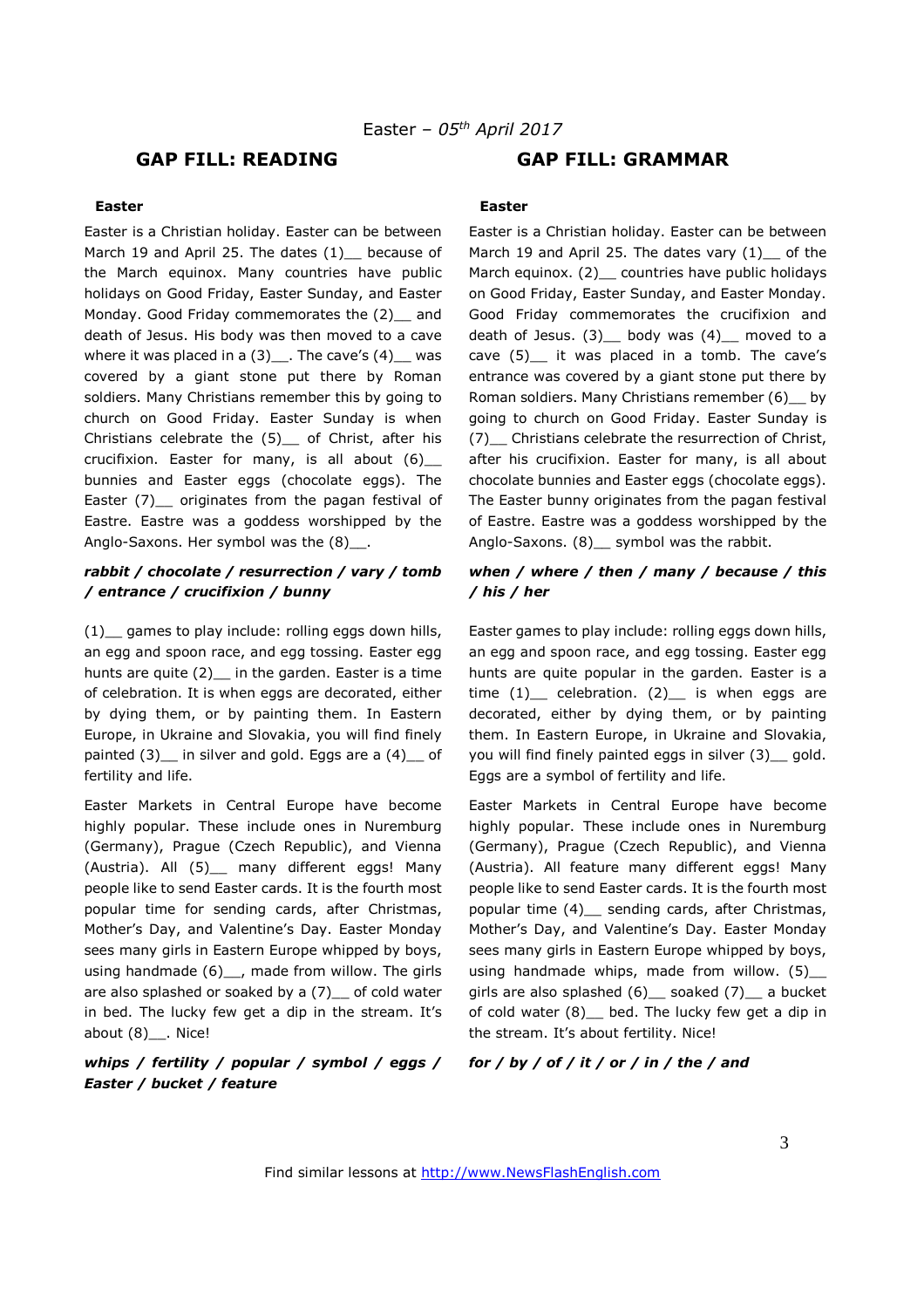Easter – *05th April 2017*

## GAP FILL: READING

### Easter

Easter is a Christian holiday. Easter can be between March 19 and April 25. The dates (1)__ because of the March equinox. Many countries have public holidays on Good Friday, Easter Sunday, and Easter Monday. Good Friday commemorates the (2)__ and death of Jesus. His body was then moved to a cave where it was placed in a (3)__. The cave's (4)__ was covered by a giant stone put there by Roman soldiers. Many Christians remember this by going to church on Good Friday. Easter Sunday is when Christians celebrate the (5)__ of Christ, after his crucifixion. Easter for many, is all about (6)__ bunnies and Easter eggs (chocolate eggs). The Easter (7)__ originates from the pagan festival of Eastre. Eastre was a goddess worshipped by the Anglo-Saxons. Her symbol was the (8)__.

***rabbit / chocolate / resurrection / vary / tomb / entrance / crucifixion / bunny***

(1)__ games to play include: rolling eggs down hills, an egg and spoon race, and egg tossing. Easter egg hunts are quite (2)__ in the garden. Easter is a time of celebration. It is when eggs are decorated, either by dying them, or by painting them. In Eastern Europe, in Ukraine and Slovakia, you will find finely painted (3)__ in silver and gold. Eggs are a (4)__ of fertility and life.

Easter Markets in Central Europe have become highly popular. These include ones in Nuremburg (Germany), Prague (Czech Republic), and Vienna (Austria). All (5)__ many different eggs! Many people like to send Easter cards. It is the fourth most popular time for sending cards, after Christmas, Mother's Day, and Valentine's Day. Easter Monday sees many girls in Eastern Europe whipped by boys, using handmade (6)__, made from willow. The girls are also splashed or soaked by a (7)__ of cold water in bed. The lucky few get a dip in the stream. It's about (8)__. Nice!

***whips / fertility / popular / symbol / eggs / Easter / bucket / feature***

## GAP FILL: GRAMMAR

### Easter

Easter is a Christian holiday. Easter can be between March 19 and April 25. The dates vary (1)__ of the March equinox. (2)__ countries have public holidays on Good Friday, Easter Sunday, and Easter Monday. Good Friday commemorates the crucifixion and death of Jesus. (3)__ body was (4)__ moved to a cave (5)__ it was placed in a tomb. The cave's entrance was covered by a giant stone put there by Roman soldiers. Many Christians remember (6)__ by going to church on Good Friday. Easter Sunday is (7)__ Christians celebrate the resurrection of Christ, after his crucifixion. Easter for many, is all about chocolate bunnies and Easter eggs (chocolate eggs). The Easter bunny originates from the pagan festival of Eastre. Eastre was a goddess worshipped by the Anglo-Saxons. (8)__ symbol was the rabbit.

***when / where / then / many / because / this / his / her***

Easter games to play include: rolling eggs down hills, an egg and spoon race, and egg tossing. Easter egg hunts are quite popular in the garden. Easter is a time (1)__ celebration. (2)__ is when eggs are decorated, either by dying them, or by painting them. In Eastern Europe, in Ukraine and Slovakia, you will find finely painted eggs in silver (3)__ gold. Eggs are a symbol of fertility and life.

Easter Markets in Central Europe have become highly popular. These include ones in Nuremburg (Germany), Prague (Czech Republic), and Vienna (Austria). All feature many different eggs! Many people like to send Easter cards. It is the fourth most popular time (4)__ sending cards, after Christmas, Mother's Day, and Valentine's Day. Easter Monday sees many girls in Eastern Europe whipped by boys, using handmade whips, made from willow. (5)__ girls are also splashed (6)__ soaked (7)__ a bucket of cold water (8)__ bed. The lucky few get a dip in the stream. It's about fertility. Nice!

***for / by / of / it / or / in / the / and***

Find similar lessons at http://www.NewsFlashEnglish.com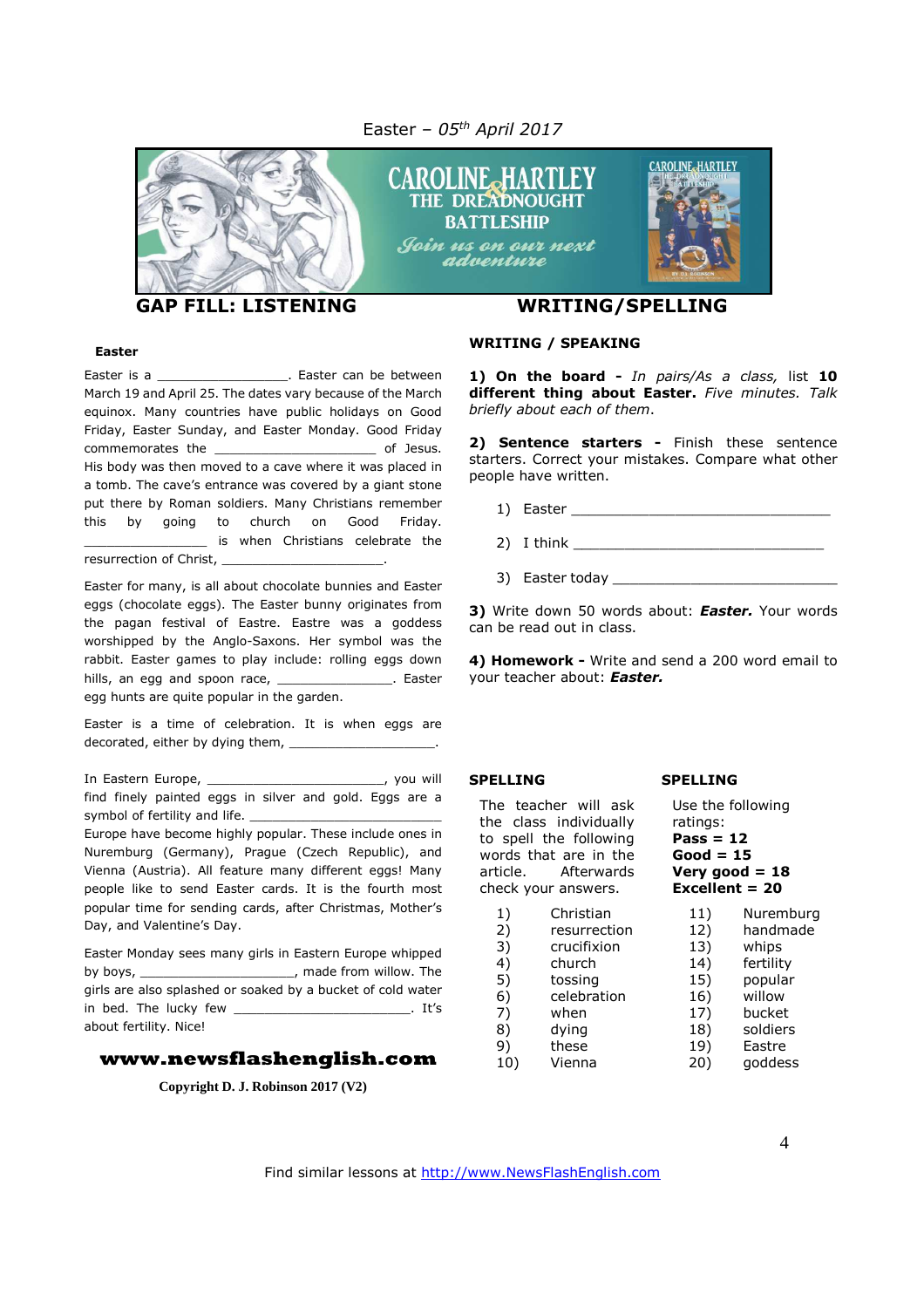Easter – *05th April 2017*

## GAP FILL: LISTENING

### Easter

Easter is a ________________. Easter can be between March 19 and April 25. The dates vary because of the March equinox. Many countries have public holidays on Good Friday, Easter Sunday, and Easter Monday. Good Friday commemorates the ____________________ of Jesus. His body was then moved to a cave where it was placed in a tomb. The cave's entrance was covered by a giant stone put there by Roman soldiers. Many Christians remember this by going to church on Good Friday. ______________ is when Christians celebrate the resurrection of Christ, ____________________.

Easter for many, is all about chocolate bunnies and Easter eggs (chocolate eggs). The Easter bunny originates from the pagan festival of Eastre. Eastre was a goddess worshipped by the Anglo-Saxons. Her symbol was the rabbit. Easter games to play include: rolling eggs down hills, an egg and spoon race, ______________. Easter egg hunts are quite popular in the garden.

Easter is a time of celebration. It is when eggs are decorated, either by dying them, __________________.

In Eastern Europe, ______________________, you will find finely painted eggs in silver and gold. Eggs are a symbol of fertility and life. ________________________ Europe have become highly popular. These include ones in Nuremburg (Germany), Prague (Czech Republic), and Vienna (Austria). All feature many different eggs! Many people like to send Easter cards. It is the fourth most popular time for sending cards, after Christmas, Mother's Day, and Valentine's Day.

Easter Monday sees many girls in Eastern Europe whipped by boys, ____________________, made from willow. The girls are also splashed or soaked by a bucket of cold water in bed. The lucky few ______________________. It's about fertility. Nice!

**www.newsflashenglish.com**

**Copyright D. J. Robinson 2017 (V2)**

## WRITING/SPELLING

### WRITING / SPEAKING

**1) On the board -** *In pairs/As a class,* list **10 different thing about Easter.** *Five minutes. Talk briefly about each of them*.

**2) Sentence starters -** Finish these sentence starters. Correct your mistakes. Compare what other people have written.

1) Easter ______________________________
2) I think ______________________________
3) Easter today __________________________

**3)** Write down 50 words about: ***Easter.*** Your words can be read out in class.

**4) Homework -** Write and send a 200 word email to your teacher about: ***Easter.***

### SPELLING

The teacher will ask the class individually to spell the following words that are in the article. Afterwards check your answers.

1) Christian
2) resurrection
3) crucifixion
4) church
5) tossing
6) celebration
7) when
8) dying
9) these
10) Vienna

### SPELLING

Use the following ratings:
**Pass = 12**
**Good = 15**
**Very good = 18**
**Excellent = 20**

11) Nuremburg
12) handmade
13) whips
14) fertility
15) popular
16) willow
17) bucket
18) soldiers
19) Eastre
20) goddess

Find similar lessons at http://www.NewsFlashEnglish.com